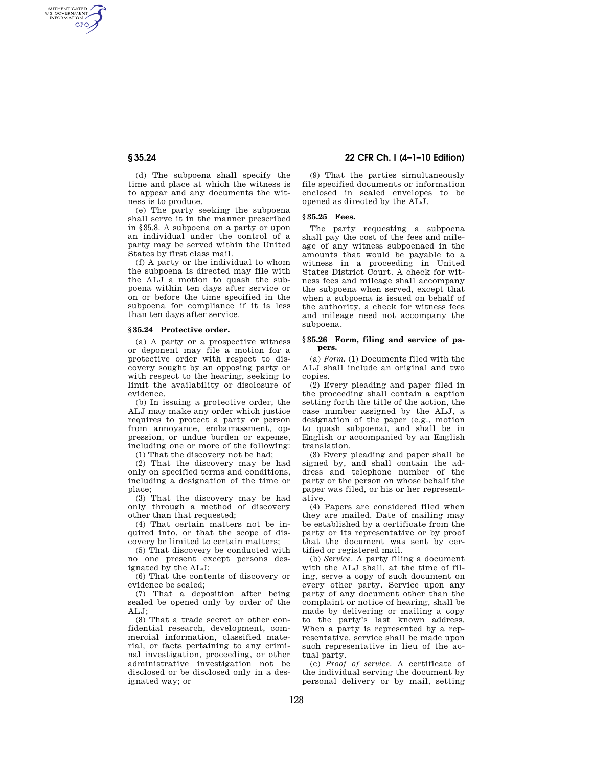(d) The subpoena shall specify the time and place at which the witness is to appear and any documents the witness is to produce.

(e) The party seeking the subpoena shall serve it in the manner prescribed in §35.8. A subpoena on a party or upon an individual under the control of a party may be served within the United States by first class mail.

(f) A party or the individual to whom the subpoena is directed may file with the ALJ a motion to quash the subpoena within ten days after service or on or before the time specified in the subpoena for compliance if it is less than ten days after service.

### § 35.24 Protective order.

(a) A party or a prospective witness or deponent may file a motion for a protective order with respect to discovery sought by an opposing party or with respect to the hearing, seeking to limit the availability or disclosure of evidence.

(b) In issuing a protective order, the ALJ may make any order which justice requires to protect a party or person from annoyance, embarrassment, oppression, or undue burden or expense, including one or more of the following:

(1) That the discovery not be had;

(2) That the discovery may be had only on specified terms and conditions, including a designation of the time or place;

(3) That the discovery may be had only through a method of discovery other than that requested;

(4) That certain matters not be inquired into, or that the scope of discovery be limited to certain matters;

(5) That discovery be conducted with no one present except persons designated by the ALJ;

(6) That the contents of discovery or evidence be sealed;

(7) That a deposition after being sealed be opened only by order of the ALJ;

(8) That a trade secret or other confidential research, development, commercial information, classified material, or facts pertaining to any criminal investigation, proceeding, or other administrative investigation not be disclosed or be disclosed only in a designated way; or

(9) That the parties simultaneously file specified documents or information enclosed in sealed envelopes to be opened as directed by the ALJ.

### § 35.25 Fees.

The party requesting a subpoena shall pay the cost of the fees and mileage of any witness subpoenaed in the amounts that would be payable to a witness in a proceeding in United States District Court. A check for witness fees and mileage shall accompany the subpoena when served, except that when a subpoena is issued on behalf of the authority, a check for witness fees and mileage need not accompany the subpoena.

### § 35.26 Form, filing and service of papers.

(a) *Form.* (1) Documents filed with the ALJ shall include an original and two copies.

(2) Every pleading and paper filed in the proceeding shall contain a caption setting forth the title of the action, the case number assigned by the ALJ, a designation of the paper (e.g., motion to quash subpoena), and shall be in English or accompanied by an English translation.

(3) Every pleading and paper shall be signed by, and shall contain the address and telephone number of the party or the person on whose behalf the paper was filed, or his or her representative.

(4) Papers are considered filed when they are mailed. Date of mailing may be established by a certificate from the party or its representative or by proof that the document was sent by certified or registered mail.

(b) *Service.* A party filing a document with the ALJ shall, at the time of filing, serve a copy of such document on every other party. Service upon any party of any document other than the complaint or notice of hearing, shall be made by delivering or mailing a copy to the party's last known address. When a party is represented by a representative, service shall be made upon such representative in lieu of the actual party.

(c) *Proof of service.* A certificate of the individual serving the document by personal delivery or by mail, setting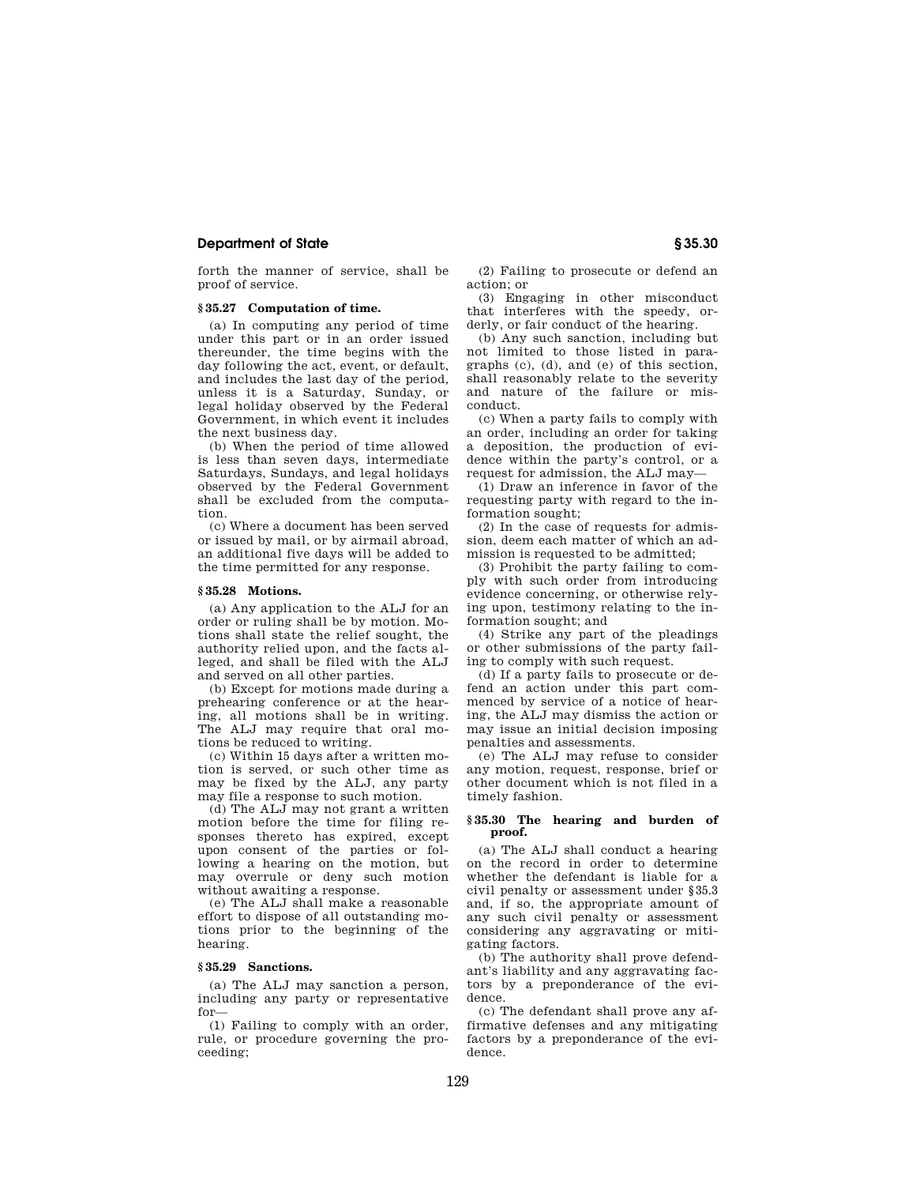forth the manner of service, shall be proof of service.

### § 35.27 Computation of time.

(a) In computing any period of time under this part or in an order issued thereunder, the time begins with the day following the act, event, or default, and includes the last day of the period, unless it is a Saturday, Sunday, or legal holiday observed by the Federal Government, in which event it includes the next business day.

(b) When the period of time allowed is less than seven days, intermediate Saturdays, Sundays, and legal holidays observed by the Federal Government shall be excluded from the computation.

(c) Where a document has been served or issued by mail, or by airmail abroad, an additional five days will be added to the time permitted for any response.

### § 35.28 Motions.

(a) Any application to the ALJ for an order or ruling shall be by motion. Motions shall state the relief sought, the authority relied upon, and the facts alleged, and shall be filed with the ALJ and served on all other parties.

(b) Except for motions made during a prehearing conference or at the hearing, all motions shall be in writing. The ALJ may require that oral motions be reduced to writing.

(c) Within 15 days after a written motion is served, or such other time as may be fixed by the ALJ, any party may file a response to such motion.

(d) The ALJ may not grant a written motion before the time for filing responses thereto has expired, except upon consent of the parties or following a hearing on the motion, but may overrule or deny such motion without awaiting a response.

(e) The ALJ shall make a reasonable effort to dispose of all outstanding motions prior to the beginning of the hearing.

### § 35.29 Sanctions.

(a) The ALJ may sanction a person, including any party or representative for—

(1) Failing to comply with an order, rule, or procedure governing the proceeding;

(2) Failing to prosecute or defend an action; or

(3) Engaging in other misconduct that interferes with the speedy, orderly, or fair conduct of the hearing.

(b) Any such sanction, including but not limited to those listed in paragraphs (c), (d), and (e) of this section, shall reasonably relate to the severity and nature of the failure or misconduct.

(c) When a party fails to comply with an order, including an order for taking a deposition, the production of evidence within the party's control, or a request for admission, the ALJ may—

(1) Draw an inference in favor of the requesting party with regard to the information sought;

(2) In the case of requests for admission, deem each matter of which an admission is requested to be admitted;

(3) Prohibit the party failing to comply with such order from introducing evidence concerning, or otherwise relying upon, testimony relating to the information sought; and

(4) Strike any part of the pleadings or other submissions of the party failing to comply with such request.

(d) If a party fails to prosecute or defend an action under this part commenced by service of a notice of hearing, the ALJ may dismiss the action or may issue an initial decision imposing penalties and assessments.

(e) The ALJ may refuse to consider any motion, request, response, brief or other document which is not filed in a timely fashion.

### § 35.30 The hearing and burden of proof.

(a) The ALJ shall conduct a hearing on the record in order to determine whether the defendant is liable for a civil penalty or assessment under § 35.3 and, if so, the appropriate amount of any such civil penalty or assessment considering any aggravating or mitigating factors.

(b) The authority shall prove defendant's liability and any aggravating factors by a preponderance of the evidence.

(c) The defendant shall prove any affirmative defenses and any mitigating factors by a preponderance of the evidence.